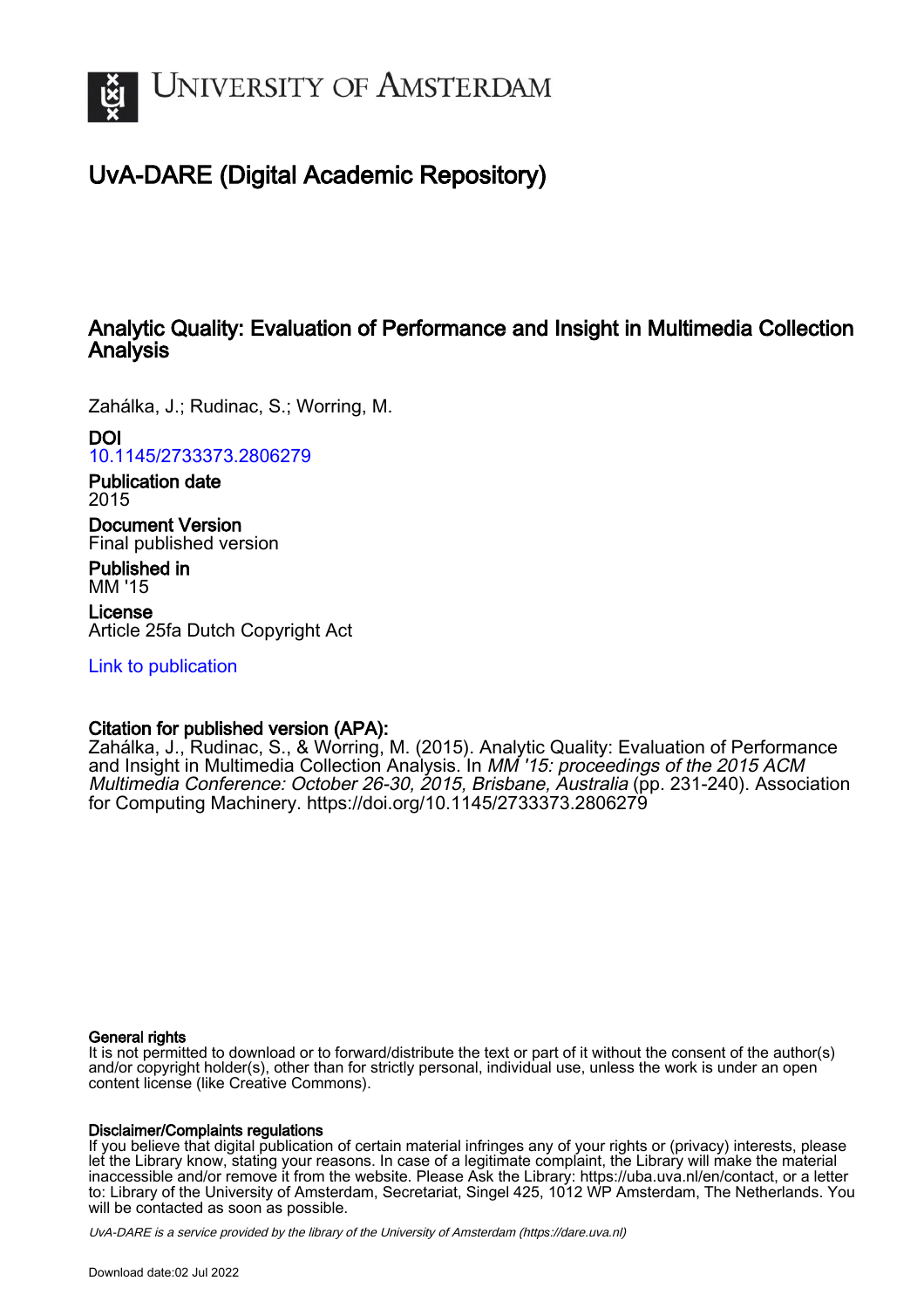# University of Amsterdam

## UvA-DARE (Digital Academic Repository)

# Analytic Quality: Evaluation of Performance and Insight in Multimedia Collection Analysis

Zahálka, J.; Rudinac, S.; Worring, M.

**DOI**
10.1145/2733373.2806279

**Publication date**
2015

**Document Version**
Final published version

**Published in**
MM '15

**License**
Article 25fa Dutch Copyright Act

Link to publication

**Citation for published version (APA):**
Zahálka, J., Rudinac, S., & Worring, M. (2015). Analytic Quality: Evaluation of Performance and Insight in Multimedia Collection Analysis. In *MM '15: proceedings of the 2015 ACM Multimedia Conference: October 26-30, 2015, Brisbane, Australia* (pp. 231-240). Association for Computing Machinery. https://doi.org/10.1145/2733373.2806279

**General rights**
It is not permitted to download or to forward/distribute the text or part of it without the consent of the author(s) and/or copyright holder(s), other than for strictly personal, individual use, unless the work is under an open content license (like Creative Commons).

**Disclaimer/Complaints regulations**
If you believe that digital publication of certain material infringes any of your rights or (privacy) interests, please let the Library know, stating your reasons. In case of a legitimate complaint, the Library will make the material inaccessible and/or remove it from the website. Please Ask the Library: https://uba.uva.nl/en/contact, or a letter to: Library of the University of Amsterdam, Secretariat, Singel 425, 1012 WP Amsterdam, The Netherlands. You will be contacted as soon as possible.

*UvA-DARE is a service provided by the library of the University of Amsterdam (https://dare.uva.nl)*

Download date:02 Jul 2022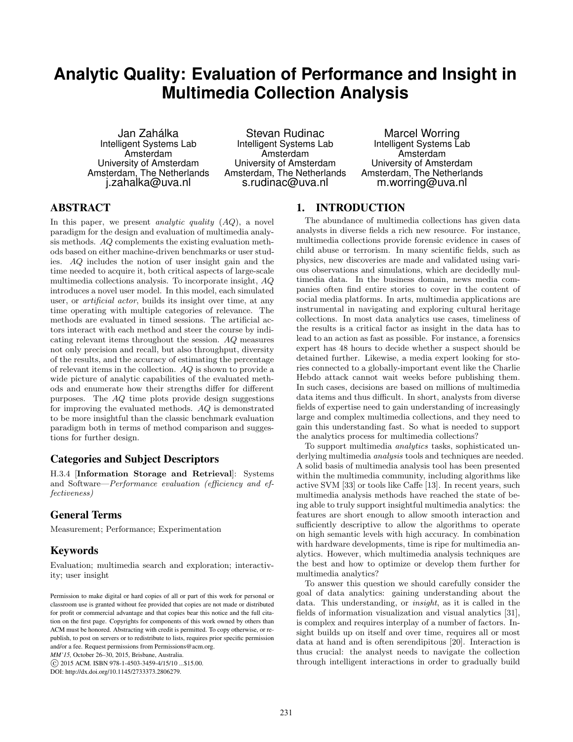# Analytic Quality: Evaluation of Performance and Insight in Multimedia Collection Analysis

Jan Zahálka
Intelligent Systems Lab Amsterdam
University of Amsterdam
Amsterdam, The Netherlands
j.zahalka@uva.nl

Stevan Rudinac
Intelligent Systems Lab Amsterdam
University of Amsterdam
Amsterdam, The Netherlands
s.rudinac@uva.nl

Marcel Worring
Intelligent Systems Lab Amsterdam
University of Amsterdam
Amsterdam, The Netherlands
m.worring@uva.nl

## ABSTRACT

In this paper, we present *analytic quality* (*AQ*), a novel paradigm for the design and evaluation of multimedia analysis methods. *AQ* complements the existing evaluation methods based on either machine-driven benchmarks or user studies. *AQ* includes the notion of user insight gain and the time needed to acquire it, both critical aspects of large-scale multimedia collections analysis. To incorporate insight, *AQ* introduces a novel user model. In this model, each simulated user, or *artificial actor*, builds its insight over time, at any time operating with multiple categories of relevance. The methods are evaluated in timed sessions. The artificial actors interact with each method and steer the course by indicating relevant items throughout the session. *AQ* measures not only precision and recall, but also throughput, diversity of the results, and the accuracy of estimating the percentage of relevant items in the collection. *AQ* is shown to provide a wide picture of analytic capabilities of the evaluated methods and enumerate how their strengths differ for different purposes. The *AQ* time plots provide design suggestions for improving the evaluated methods. *AQ* is demonstrated to be more insightful than the classic benchmark evaluation paradigm both in terms of method comparison and suggestions for further design.

## Categories and Subject Descriptors

H.3.4 [**Information Storage and Retrieval**]: Systems and Software—*Performance evaluation (efficiency and effectiveness)*

## General Terms

Measurement; Performance; Experimentation

## Keywords

Evaluation; multimedia search and exploration; interactivity; user insight

Permission to make digital or hard copies of all or part of this work for personal or classroom use is granted without fee provided that copies are not made or distributed for profit or commercial advantage and that copies bear this notice and the full citation on the first page. Copyrights for components of this work owned by others than ACM must be honored. Abstracting with credit is permitted. To copy otherwise, or republish, to post on servers or to redistribute to lists, requires prior specific permission and/or a fee. Request permissions from Permissions@acm.org.
*MM'15,* October 26–30, 2015, Brisbane, Australia.
© 2015 ACM. ISBN 978-1-4503-3459-4/15/10 ...$15.00.
DOI: http://dx.doi.org/10.1145/2733373.2806279.

## 1. INTRODUCTION

The abundance of multimedia collections has given data analysts in diverse fields a rich new resource. For instance, multimedia collections provide forensic evidence in cases of child abuse or terrorism. In many scientific fields, such as physics, new discoveries are made and validated using various observations and simulations, which are decidedly multimedia data. In the business domain, news media companies often find entire stories to cover in the content of social media platforms. In arts, multimedia applications are instrumental in navigating and exploring cultural heritage collections. In most data analytics use cases, timeliness of the results is a critical factor as insight in the data has to lead to an action as fast as possible. For instance, a forensics expert has 48 hours to decide whether a suspect should be detained further. Likewise, a media expert looking for stories connected to a globally-important event like the Charlie Hebdo attack cannot wait weeks before publishing them. In such cases, decisions are based on millions of multimedia data items and thus difficult. In short, analysts from diverse fields of expertise need to gain understanding of increasingly large and complex multimedia collections, and they need to gain this understanding fast. So what is needed to support the analytics process for multimedia collections?

To support multimedia *analytics* tasks, sophisticated underlying multimedia *analysis* tools and techniques are needed. A solid basis of multimedia analysis tool has been presented within the multimedia community, including algorithms like active SVM [33] or tools like Caffe [13]. In recent years, such multimedia analysis methods have reached the state of being able to truly support insightful multimedia analytics: the features are short enough to allow smooth interaction and sufficiently descriptive to allow the algorithms to operate on high semantic levels with high accuracy. In combination with hardware developments, time is ripe for multimedia analytics. However, which multimedia analysis techniques are the best and how to optimize or develop them further for multimedia analytics?

To answer this question we should carefully consider the goal of data analytics: gaining understanding about the data. This understanding, or *insight*, as it is called in the fields of information visualization and visual analytics [31], is complex and requires interplay of a number of factors. Insight builds up on itself and over time, requires all or most data at hand and is often serendipitous [20]. Interaction is thus crucial: the analyst needs to navigate the collection through intelligent interactions in order to gradually build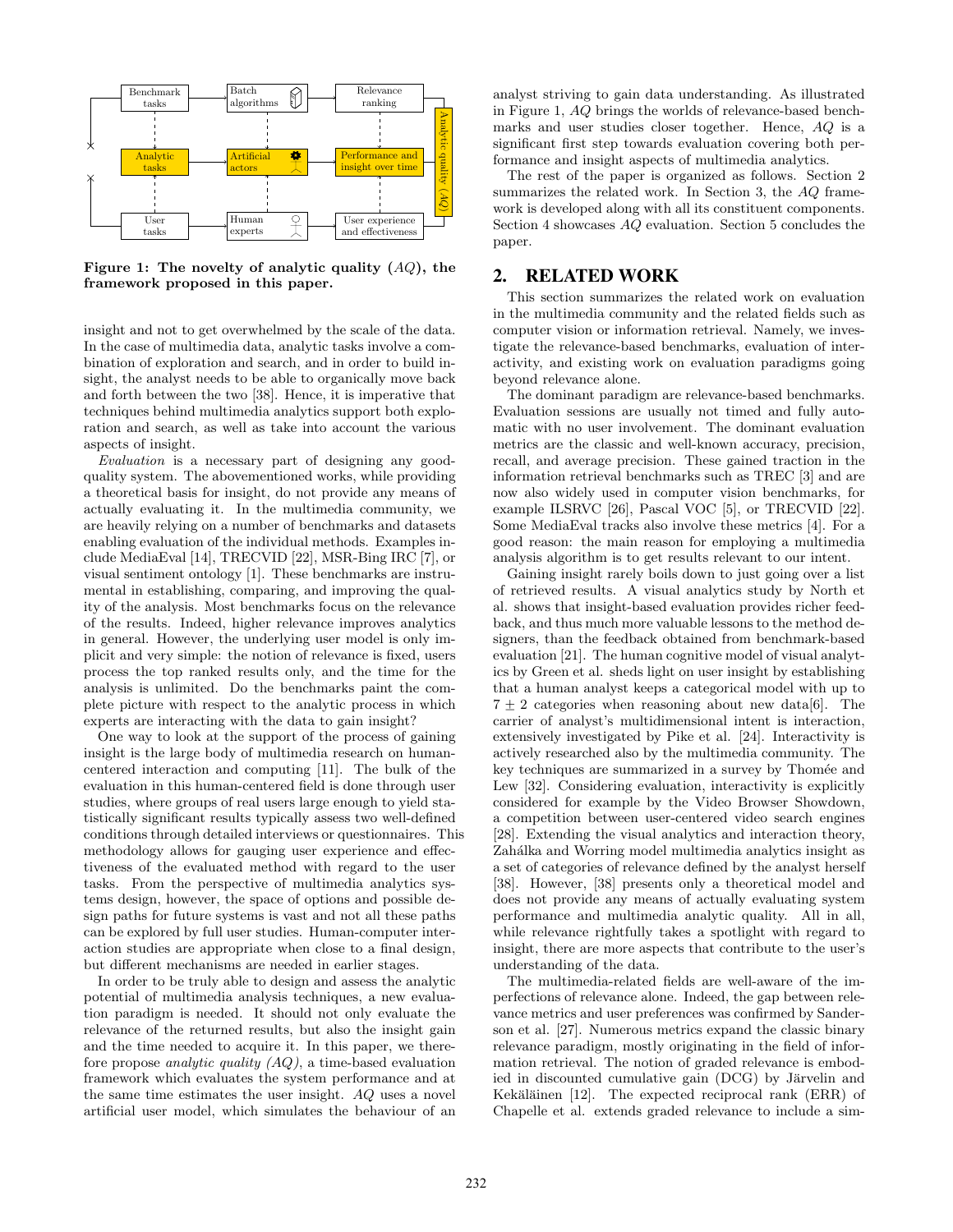Figure 1: The novelty of analytic quality (*AQ*), the framework proposed in this paper.

insight and not to get overwhelmed by the scale of the data. In the case of multimedia data, analytic tasks involve a combination of exploration and search, and in order to build insight, the analyst needs to be able to organically move back and forth between the two [38]. Hence, it is imperative that techniques behind multimedia analytics support both exploration and search, as well as take into account the various aspects of insight.

*Evaluation* is a necessary part of designing any good-quality system. The abovementioned works, while providing a theoretical basis for insight, do not provide any means of actually evaluating it. In the multimedia community, we are heavily relying on a number of benchmarks and datasets enabling evaluation of the individual methods. Examples include MediaEval [14], TRECVID [22], MSR-Bing IRC [7], or visual sentiment ontology [1]. These benchmarks are instrumental in establishing, comparing, and improving the quality of the analysis. Most benchmarks focus on the relevance of the results. Indeed, higher relevance improves analytics in general. However, the underlying user model is only implicit and very simple: the notion of relevance is fixed, users process the top ranked results only, and the time for the analysis is unlimited. Do the benchmarks paint the complete picture with respect to the analytic process in which experts are interacting with the data to gain insight?

One way to look at the support of the process of gaining insight is the large body of multimedia research on human-centered interaction and computing [11]. The bulk of the evaluation in this human-centered field is done through user studies, where groups of real users large enough to yield statistically significant results typically assess two well-defined conditions through detailed interviews or questionnaires. This methodology allows for gauging user experience and effectiveness of the evaluated method with regard to the user tasks. From the perspective of multimedia analytics systems design, however, the space of options and possible design paths for future systems is vast and not all these paths can be explored by full user studies. Human-computer interaction studies are appropriate when close to a final design, but different mechanisms are needed in earlier stages.

In order to be truly able to design and assess the analytic potential of multimedia analysis techniques, a new evaluation paradigm is needed. It should not only evaluate the relevance of the returned results, but also the insight gain and the time needed to acquire it. In this paper, we therefore propose *analytic quality (AQ)*, a time-based evaluation framework which evaluates the system performance and at the same time estimates the user insight. *AQ* uses a novel artificial user model, which simulates the behaviour of an analyst striving to gain data understanding. As illustrated in Figure 1, *AQ* brings the worlds of relevance-based benchmarks and user studies closer together. Hence, *AQ* is a significant first step towards evaluation covering both performance and insight aspects of multimedia analytics.

The rest of the paper is organized as follows. Section 2 summarizes the related work. In Section 3, the *AQ* framework is developed along with all its constituent components. Section 4 showcases *AQ* evaluation. Section 5 concludes the paper.

## 2. RELATED WORK

This section summarizes the related work on evaluation in the multimedia community and the related fields such as computer vision or information retrieval. Namely, we investigate the relevance-based benchmarks, evaluation of interactivity, and existing work on evaluation paradigms going beyond relevance alone.

The dominant paradigm are relevance-based benchmarks. Evaluation sessions are usually not timed and fully automatic with no user involvement. The dominant evaluation metrics are the classic and well-known accuracy, precision, recall, and average precision. These gained traction in the information retrieval benchmarks such as TREC [3] and are now also widely used in computer vision benchmarks, for example ILSRVC [26], Pascal VOC [5], or TRECVID [22]. Some MediaEval tracks also involve these metrics [4]. For a good reason: the main reason for employing a multimedia analysis algorithm is to get results relevant to our intent.

Gaining insight rarely boils down to just going over a list of retrieved results. A visual analytics study by North et al. shows that insight-based evaluation provides richer feedback, and thus much more valuable lessons to the method designers, than the feedback obtained from benchmark-based evaluation [21]. The human cognitive model of visual analytics by Green et al. sheds light on user insight by establishing that a human analyst keeps a categorical model with up to $7 \pm 2$ categories when reasoning about new data[6]. The carrier of analyst's multidimensional intent is interaction, extensively investigated by Pike et al. [24]. Interactivity is actively researched also by the multimedia community. The key techniques are summarized in a survey by Thomée and Lew [32]. Considering evaluation, interactivity is explicitly considered for example by the Video Browser Showdown, a competition between user-centered video search engines [28]. Extending the visual analytics and interaction theory, Zahálka and Worring model multimedia analytics insight as a set of categories of relevance defined by the analyst herself [38]. However, [38] presents only a theoretical model and does not provide any means of actually evaluating system performance and multimedia analytic quality. All in all, while relevance rightfully takes a spotlight with regard to insight, there are more aspects that contribute to the user's understanding of the data.

The multimedia-related fields are well-aware of the imperfections of relevance alone. Indeed, the gap between relevance metrics and user preferences was confirmed by Sanderson et al. [27]. Numerous metrics expand the classic binary relevance paradigm, mostly originating in the field of information retrieval. The notion of graded relevance is embodied in discounted cumulative gain (DCG) by Järvelin and Kekäläinen [12]. The expected reciprocal rank (ERR) of Chapelle et al. extends graded relevance to include a sim-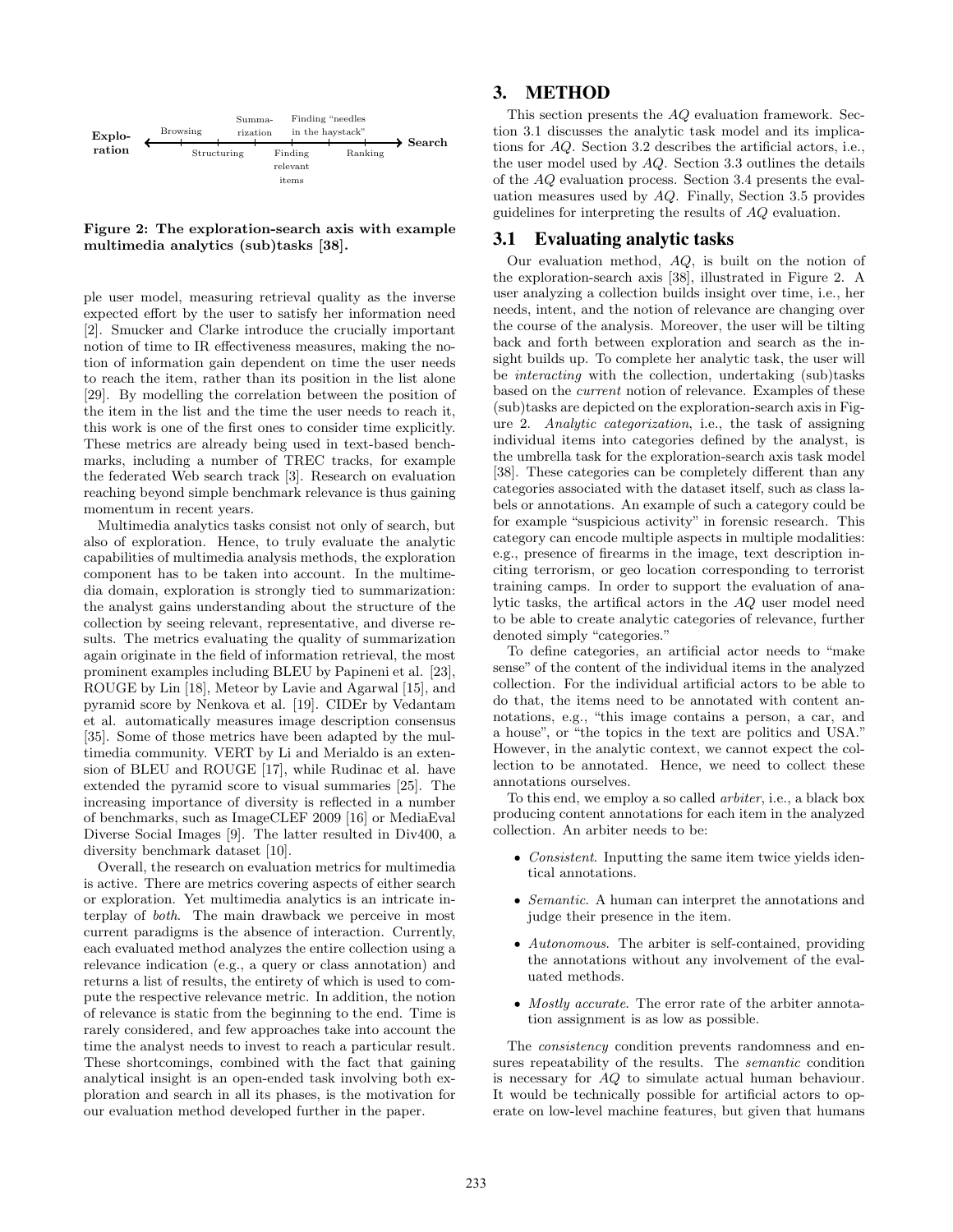Explo-ration

Browsing

Structuring

Summa-rization

Finding relevant items

Finding "needles in the haystack"

Ranking

Search

**Figure 2: The exploration-search axis with example multimedia analytics (sub)tasks [38].**

ple user model, measuring retrieval quality as the inverse expected effort by the user to satisfy her information need [2]. Smucker and Clarke introduce the crucially important notion of time to IR effectiveness measures, making the notion of information gain dependent on time the user needs to reach the item, rather than its position in the list alone [29]. By modelling the correlation between the position of the item in the list and the time the user needs to reach it, this work is one of the first ones to consider time explicitly. These metrics are already being used in text-based benchmarks, including a number of TREC tracks, for example the federated Web search track [3]. Research on evaluation reaching beyond simple benchmark relevance is thus gaining momentum in recent years.

Multimedia analytics tasks consist not only of search, but also of exploration. Hence, to truly evaluate the analytic capabilities of multimedia analysis methods, the exploration component has to be taken into account. In the multimedia domain, exploration is strongly tied to summarization: the analyst gains understanding about the structure of the collection by seeing relevant, representative, and diverse results. The metrics evaluating the quality of summarization again originate in the field of information retrieval, the most prominent examples including BLEU by Papineni et al. [23], ROUGE by Lin [18], Meteor by Lavie and Agarwal [15], and pyramid score by Nenkova et al. [19]. CIDEr by Vedantam et al. automatically measures image description consensus [35]. Some of those metrics have been adapted by the multimedia community. VERT by Li and Merialdo is an extension of BLEU and ROUGE [17], while Rudinac et al. have extended the pyramid score to visual summaries [25]. The increasing importance of diversity is reflected in a number of benchmarks, such as ImageCLEF 2009 [16] or MediaEval Diverse Social Images [9]. The latter resulted in Div400, a diversity benchmark dataset [10].

Overall, the research on evaluation metrics for multimedia is active. There are metrics covering aspects of either search or exploration. Yet multimedia analytics is an intricate interplay of *both*. The main drawback we perceive in most current paradigms is the absence of interaction. Currently, each evaluated method analyzes the entire collection using a relevance indication (e.g., a query or class annotation) and returns a list of results, the entirety of which is used to compute the respective relevance metric. In addition, the notion of relevance is static from the beginning to the end. Time is rarely considered, and few approaches take into account the time the analyst needs to invest to reach a particular result. These shortcomings, combined with the fact that gaining analytical insight is an open-ended task involving both exploration and search in all its phases, is the motivation for our evaluation method developed further in the paper.

# 3. METHOD

This section presents the *AQ* evaluation framework. Section 3.1 discusses the analytic task model and its implications for *AQ*. Section 3.2 describes the artificial actors, i.e., the user model used by *AQ*. Section 3.3 outlines the details of the *AQ* evaluation process. Section 3.4 presents the evaluation measures used by *AQ*. Finally, Section 3.5 provides guidelines for interpreting the results of *AQ* evaluation.

## 3.1 Evaluating analytic tasks

Our evaluation method, *AQ*, is built on the notion of the exploration-search axis [38], illustrated in Figure 2. A user analyzing a collection builds insight over time, i.e., her needs, intent, and the notion of relevance are changing over the course of the analysis. Moreover, the user will be tilting back and forth between exploration and search as the insight builds up. To complete her analytic task, the user will be *interacting* with the collection, undertaking (sub)tasks based on the *current* notion of relevance. Examples of these (sub)tasks are depicted on the exploration-search axis in Figure 2. *Analytic categorization*, i.e., the task of assigning individual items into categories defined by the analyst, is the umbrella task for the exploration-search axis task model [38]. These categories can be completely different than any categories associated with the dataset itself, such as class labels or annotations. An example of such a category could be for example "suspicious activity" in forensic research. This category can encode multiple aspects in multiple modalities: e.g., presence of firearms in the image, text description inciting terrorism, or geo location corresponding to terrorist training camps. In order to support the evaluation of analytic tasks, the artifical actors in the *AQ* user model need to be able to create analytic categories of relevance, further denoted simply "categories."

To define categories, an artificial actor needs to "make sense" of the content of the individual items in the analyzed collection. For the individual artificial actors to be able to do that, the items need to be annotated with content annotations, e.g., "this image contains a person, a car, and a house", or "the topics in the text are politics and USA." However, in the analytic context, we cannot expect the collection to be annotated. Hence, we need to collect these annotations ourselves.

To this end, we employ a so called *arbiter*, i.e., a black box producing content annotations for each item in the analyzed collection. An arbiter needs to be:

- *Consistent*. Inputting the same item twice yields identical annotations.
- *Semantic*. A human can interpret the annotations and judge their presence in the item.
- *Autonomous*. The arbiter is self-contained, providing the annotations without any involvement of the evaluated methods.
- *Mostly accurate*. The error rate of the arbiter annotation assignment is as low as possible.

The *consistency* condition prevents randomness and ensures repeatability of the results. The *semantic* condition is necessary for *AQ* to simulate actual human behaviour. It would be technically possible for artificial actors to operate on low-level machine features, but given that humans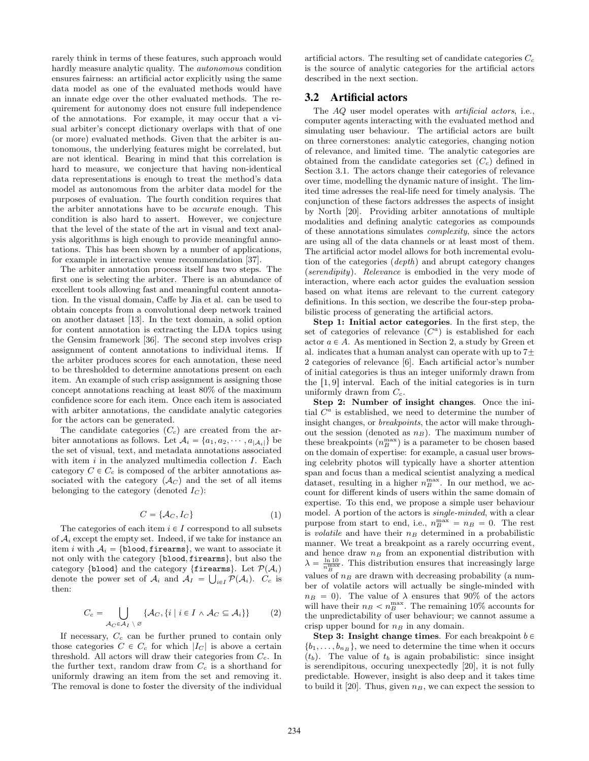rarely think in terms of these features, such approach would hardly measure analytic quality. The *autonomous* condition ensures fairness: an artificial actor explicitly using the same data model as one of the evaluated methods would have an innate edge over the other evaluated methods. The requirement for autonomy does not ensure full independence of the annotations. For example, it may occur that a visual arbiter's concept dictionary overlaps with that of one (or more) evaluated methods. Given that the arbiter is autonomous, the underlying features might be correlated, but are not identical. Bearing in mind that this correlation is hard to measure, we conjecture that having non-identical data representations is enough to treat the method's data model as autonomous from the arbiter data model for the purposes of evaluation. The fourth condition requires that the arbiter annotations have to be *accurate* enough. This condition is also hard to assert. However, we conjecture that the level of the state of the art in visual and text analysis algorithms is high enough to provide meaningful annotations. This has been shown by a number of applications, for example in interactive venue recommendation [37].

The arbiter annotation process itself has two steps. The first one is selecting the arbiter. There is an abundance of excellent tools allowing fast and meaningful content annotation. In the visual domain, Caffe by Jia et al. can be used to obtain concepts from a convolutional deep network trained on another dataset [13]. In the text domain, a solid option for content annotation is extracting the LDA topics using the Gensim framework [36]. The second step involves crisp assignment of content annotations to individual items. If the arbiter produces scores for each annotation, these need to be thresholded to determine annotations present on each item. An example of such crisp assignment is assigning those concept annotations reaching at least 80% of the maximum confidence score for each item. Once each item is associated with arbiter annotations, the candidate analytic categories for the actors can be generated.

The candidate categories ($C_c$) are created from the arbiter annotations as follows. Let $\mathcal{A}_i = \{a_1, a_2, \cdots, a_{|\mathcal{A}_i|}\}$ be the set of visual, text, and metadata annotations associated with item $i$ in the analyzed multimedia collection $I$. Each category $C \in C_c$ is composed of the arbiter annotations associated with the category ($\mathcal{A}_C$) and the set of all items belonging to the category (denoted $I_C$):

$$C = \{\mathcal{A}_C, I_C\} \tag{1}$$

The categories of each item $i \in I$ correspond to all subsets of $\mathcal{A}_i$ except the empty set. Indeed, if we take for instance an item $i$ with $\mathcal{A}_i = \{\texttt{blood}, \texttt{firearms}\}$, we want to associate it not only with the category $\{\texttt{blood}, \texttt{firearms}\}$, but also the category $\{\texttt{blood}\}$ and the category $\{\texttt{firearms}\}$. Let $\mathcal{P}(\mathcal{A}_i)$ denote the power set of $\mathcal{A}_i$ and $\mathcal{A}_I = \bigcup_{i \in I} \mathcal{P}(\mathcal{A}_i)$. $C_c$ is then:

$$C_c = \bigcup_{\mathcal{A}_C \in \mathcal{A}_I \setminus \varnothing} \{\mathcal{A}_C, \{i \mid i \in I \wedge \mathcal{A}_C \subseteq \mathcal{A}_i\}\} \tag{2}$$

If necessary, $C_c$ can be further pruned to contain only those categories $C \in C_c$ for which $|I_C|$ is above a certain threshold. All actors will draw their categories from $C_c$. In the further text, random draw from $C_c$ is a shorthand for uniformly drawing an item from the set and removing it. The removal is done to foster the diversity of the individual artificial actors. The resulting set of candidate categories $C_c$ is the source of analytic categories for the artificial actors described in the next section.

## 3.2 Artificial actors

The *AQ* user model operates with *artificial actors*, i.e., computer agents interacting with the evaluated method and simulating user behaviour. The artificial actors are built on three cornerstones: analytic categories, changing notion of relevance, and limited time. The analytic categories are obtained from the candidate categories set ($C_c$) defined in Section 3.1. The actors change their categories of relevance over time, modelling the dynamic nature of insight. The limited time adresses the real-life need for timely analysis. The conjunction of these factors addresses the aspects of insight by North [20]. Providing arbiter annotations of multiple modalities and defining analytic categories as compounds of these annotations simulates *complexity*, since the actors are using all of the data channels or at least most of them. The artificial actor model allows for both incremental evolution of the categories (*depth*) and abrupt category changes (*serendipity*). *Relevance* is embodied in the very mode of interaction, where each actor guides the evaluation session based on what items are relevant to the current category definitions. In this section, we describe the four-step probabilistic process of generating the artificial actors.

**Step 1: Initial actor categories**. In the first step, the set of categories of relevance ($C^a$) is established for each actor $a \in A$. As mentioned in Section 2, a study by Green et al. indicates that a human analyst can operate with up to $7\pm 2$ categories of relevance [6]. Each artificial actor's number of initial categories is thus an integer uniformly drawn from the $[1, 9]$ interval. Each of the initial categories is in turn uniformly drawn from $C_c$.

**Step 2: Number of insight changes**. Once the initial $C^a$ is established, we need to determine the number of insight changes, or *breakpoints*, the actor will make throughout the session (denoted as $n_B$). The maximum number of these breakpoints ($n_B^{\max}$) is a parameter to be chosen based on the domain of expertise: for example, a casual user browsing celebrity photos will typically have a shorter attention span and focus than a medical scientist analyzing a medical dataset, resulting in a higher $n_B^{\max}$. In our method, we account for different kinds of users within the same domain of expertise. To this end, we propose a simple user behaviour model. A portion of the actors is *single-minded*, with a clear purpose from start to end, i.e., $n_B^{\max} = n_B = 0$. The rest is *volatile* and have their $n_B$ determined in a probabilistic manner. We treat a breakpoint as a rarely occurring event, and hence draw $n_B$ from an exponential distribution with $\lambda = \frac{\ln 10}{n_B^{\max}}$. This distribution ensures that increasingly large values of $n_B$ are drawn with decreasing probability (a number of volatile actors will actually be single-minded with $n_B = 0$). The value of $\lambda$ ensures that 90% of the actors will have their $n_B < n_B^{\max}$. The remaining 10% accounts for the unpredictability of user behaviour; we cannot assume a crisp upper bound for $n_B$ in any domain.

**Step 3: Insight change times**. For each breakpoint $b \in \{b_1, \ldots, b_{n_B}\}$, we need to determine the time when it occurs ($t_b$). The value of $t_b$ is again probabilistic: since insight is serendipitous, occuring unexpectedly [20], it is not fully predictable. However, insight is also deep and it takes time to build it [20]. Thus, given $n_B$, we can expect the session to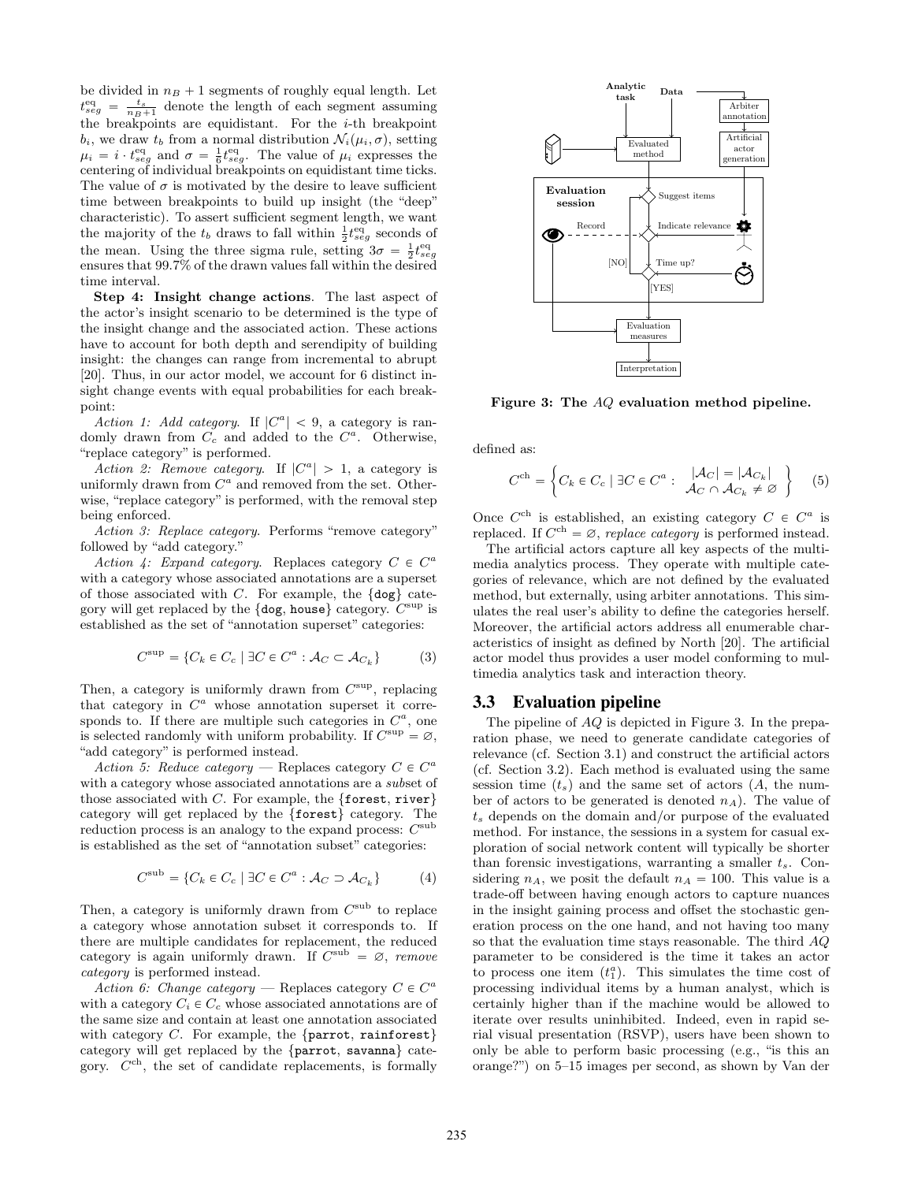be divided in $n_B + 1$ segments of roughly equal length. Let $t_{seg}^{\text{eq}} = \frac{t_s}{n_B+1}$ denote the length of each segment assuming the breakpoints are equidistant. For the $i$-th breakpoint $b_i$, we draw $t_b$ from a normal distribution $\mathcal{N}_i(\mu_i, \sigma)$, setting $\mu_i = i \cdot t_{seg}^{\text{eq}}$ and $\sigma = \frac{1}{6} t_{seg}^{\text{eq}}$. The value of $\mu_i$ expresses the centering of individual breakpoints on equidistant time ticks. The value of $\sigma$ is motivated by the desire to leave sufficient time between breakpoints to build up insight (the "deep" characteristic). To assert sufficient segment length, we want the majority of the $t_b$ draws to fall within $\frac{1}{2} t_{seg}^{\text{eq}}$ seconds of the mean. Using the three sigma rule, setting $3\sigma = \frac{1}{2} t_{seg}^{\text{eq}}$ ensures that 99.7% of the drawn values fall within the desired time interval.

**Step 4: Insight change actions**. The last aspect of the actor's insight scenario to be determined is the type of the insight change and the associated action. These actions have to account for both depth and serendipity of building insight: the changes can range from incremental to abrupt [20]. Thus, in our actor model, we account for 6 distinct insight change events with equal probabilities for each breakpoint:

*Action 1: Add category*. If $|C^a| < 9$, a category is randomly drawn from $C_c$ and added to the $C^a$. Otherwise, "replace category" is performed.

*Action 2: Remove category*. If $|C^a| > 1$, a category is uniformly drawn from $C^a$ and removed from the set. Otherwise, "replace category" is performed, with the removal step being enforced.

*Action 3: Replace category*. Performs "remove category" followed by "add category."

*Action 4: Expand category*. Replaces category $C \in C^a$ with a category whose associated annotations are a superset of those associated with $C$. For example, the {dog} category will get replaced by the {dog, house} category. $C^{\text{sup}}$ is established as the set of "annotation superset" categories:

$$C^{\text{sup}} = \{C_k \in C_c \mid \exists C \in C^a : \mathcal{A}_C \subset \mathcal{A}_{C_k}\} \tag{3}$$

Then, a category is uniformly drawn from $C^{\text{sup}}$, replacing that category in $C^a$ whose annotation superset it corresponds to. If there are multiple such categories in $C^a$, one is selected randomly with uniform probability. If $C^{\text{sup}} = \varnothing$, "add category" is performed instead.

*Action 5: Reduce category* — Replaces category $C \in C^a$ with a category whose associated annotations are a *sub*set of those associated with $C$. For example, the {forest, river} category will get replaced by the {forest} category. The reduction process is an analogy to the expand process: $C^{\text{sub}}$ is established as the set of "annotation subset" categories:

$$C^{\text{sub}} = \{C_k \in C_c \mid \exists C \in C^a : \mathcal{A}_C \supset \mathcal{A}_{C_k}\} \tag{4}$$

Then, a category is uniformly drawn from $C^{\text{sub}}$ to replace a category whose annotation subset it corresponds to. If there are multiple candidates for replacement, the reduced category is again uniformly drawn. If $C^{\text{sub}} = \varnothing$, *remove category* is performed instead.

*Action 6: Change category* — Replaces category $C \in C^a$ with a category $C_i \in C_c$ whose associated annotations are of the same size and contain at least one annotation associated with category $C$. For example, the {parrot, rainforest} category will get replaced by the {parrot, savanna} category. $C^{\text{ch}}$, the set of candidate replacements, is formally defined as:

$$C^{\text{ch}} = \left\{ C_k \in C_c \mid \exists C \in C^a : \begin{array}{c} |\mathcal{A}_C| = |\mathcal{A}_{C_k}| \\ \mathcal{A}_C \cap \mathcal{A}_{C_k} \neq \varnothing \end{array} \right\} \tag{5}$$

Once $C^{\text{ch}}$ is established, an existing category $C \in C^a$ is replaced. If $C^{\text{ch}} = \varnothing$, *replace category* is performed instead.

The artificial actors capture all key aspects of the multimedia analytics process. They operate with multiple categories of relevance, which are not defined by the evaluated method, but externally, using arbiter annotations. This simulates the real user's ability to define the categories herself. Moreover, the artificial actors address all enumerable characteristics of insight as defined by North [20]. The artificial actor model thus provides a user model conforming to multimedia analytics task and interaction theory.

Figure 3: The *AQ* evaluation method pipeline.

## 3.3 Evaluation pipeline

The pipeline of *AQ* is depicted in Figure 3. In the preparation phase, we need to generate candidate categories of relevance (cf. Section 3.1) and construct the artificial actors (cf. Section 3.2). Each method is evaluated using the same session time ($t_s$) and the same set of actors ($A$, the number of actors to be generated is denoted $n_A$). The value of $t_s$ depends on the domain and/or purpose of the evaluated method. For instance, the sessions in a system for casual exploration of social network content will typically be shorter than forensic investigations, warranting a smaller $t_s$. Considering $n_A$, we posit the default $n_A = 100$. This value is a trade-off between having enough actors to capture nuances in the insight gaining process and offset the stochastic generation process on the one hand, and not having too many so that the evaluation time stays reasonable. The third *AQ* parameter to be considered is the time it takes an actor to process one item ($t_1^a$). This simulates the time cost of processing individual items by a human analyst, which is certainly higher than if the machine would be allowed to iterate over results uninhibited. Indeed, even in rapid serial visual presentation (RSVP), users have been shown to only be able to perform basic processing (e.g., "is this an orange?") on 5–15 images per second, as shown by Van der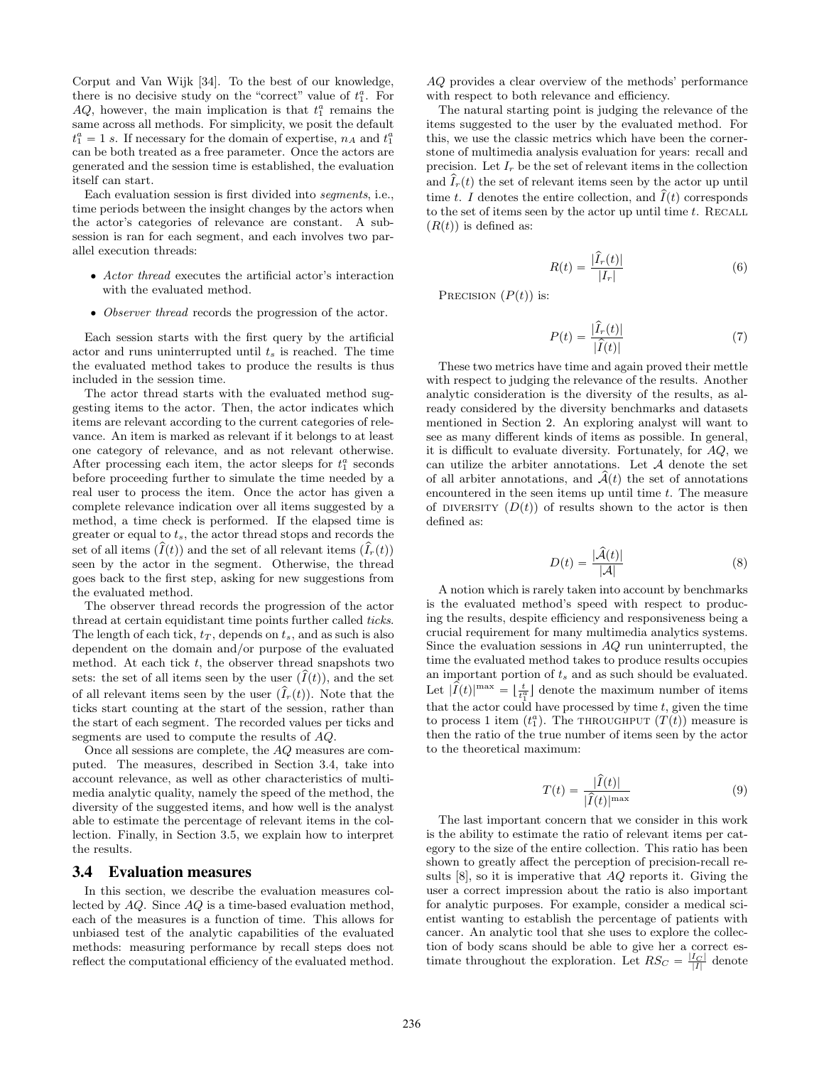Corput and Van Wijk [34]. To the best of our knowledge, there is no decisive study on the "correct" value of $t_1^a$. For *AQ*, however, the main implication is that $t_1^a$ remains the same across all methods. For simplicity, we posit the default $t_1^a = 1$ *s*. If necessary for the domain of expertise, $n_A$ and $t_1^a$ can be both treated as a free parameter. Once the actors are generated and the session time is established, the evaluation itself can start.

Each evaluation session is first divided into *segments*, i.e., time periods between the insight changes by the actors when the actor's categories of relevance are constant. A subsession is ran for each segment, and each involves two parallel execution threads:

- *Actor thread* executes the artificial actor's interaction with the evaluated method.
- *Observer thread* records the progression of the actor.

Each session starts with the first query by the artificial actor and runs uninterrupted until $t_s$ is reached. The time the evaluated method takes to produce the results is thus included in the session time.

The actor thread starts with the evaluated method suggesting items to the actor. Then, the actor indicates which items are relevant according to the current categories of relevance. An item is marked as relevant if it belongs to at least one category of relevance, and as not relevant otherwise. After processing each item, the actor sleeps for $t_1^a$ seconds before proceeding further to simulate the time needed by a real user to process the item. Once the actor has given a complete relevance indication over all items suggested by a method, a time check is performed. If the elapsed time is greater or equal to $t_s$, the actor thread stops and records the set of all items ($\widehat{I}(t)$) and the set of all relevant items ($\widehat{I}_r(t)$) seen by the actor in the segment. Otherwise, the thread goes back to the first step, asking for new suggestions from the evaluated method.

The observer thread records the progression of the actor thread at certain equidistant time points further called *ticks*. The length of each tick, $t_T$, depends on $t_s$, and as such is also dependent on the domain and/or purpose of the evaluated method. At each tick $t$, the observer thread snapshots two sets: the set of all items seen by the user ($\widehat{I}(t)$), and the set of all relevant items seen by the user ($\widehat{I}_r(t)$). Note that the ticks start counting at the start of the session, rather than the start of each segment. The recorded values per ticks and segments are used to compute the results of *AQ*.

Once all sessions are complete, the *AQ* measures are computed. The measures, described in Section 3.4, take into account relevance, as well as other characteristics of multimedia analytic quality, namely the speed of the method, the diversity of the suggested items, and how well is the analyst able to estimate the percentage of relevant items in the collection. Finally, in Section 3.5, we explain how to interpret the results.

## 3.4 Evaluation measures

In this section, we describe the evaluation measures collected by *AQ*. Since *AQ* is a time-based evaluation method, each of the measures is a function of time. This allows for unbiased test of the analytic capabilities of the evaluated methods: measuring performance by recall steps does not reflect the computational efficiency of the evaluated method. *AQ* provides a clear overview of the methods' performance with respect to both relevance and efficiency.

The natural starting point is judging the relevance of the items suggested to the user by the evaluated method. For this, we use the classic metrics which have been the cornerstone of multimedia analysis evaluation for years: recall and precision. Let $I_r$ be the set of relevant items in the collection and $\widehat{I}_r(t)$ the set of relevant items seen by the actor up until time $t$. $I$ denotes the entire collection, and $\widehat{I}(t)$ corresponds to the set of items seen by the actor up until time $t$. RECALL ($R(t)$) is defined as:

$$R(t) = \frac{|\widehat{I}_r(t)|}{|I_r|} \tag{6}$$

PRECISION ($P(t)$) is:

$$P(t) = \frac{|\widehat{I}_r(t)|}{|\widehat{I}(t)|} \tag{7}$$

These two metrics have time and again proved their mettle with respect to judging the relevance of the results. Another analytic consideration is the diversity of the results, as already considered by the diversity benchmarks and datasets mentioned in Section 2. An exploring analyst will want to see as many different kinds of items as possible. In general, it is difficult to evaluate diversity. Fortunately, for *AQ*, we can utilize the arbiter annotations. Let $\mathcal{A}$ denote the set of all arbiter annotations, and $\widehat{\mathcal{A}}(t)$ the set of annotations encountered in the seen items up until time $t$. The measure of DIVERSITY ($D(t)$) of results shown to the actor is then defined as:

$$D(t) = \frac{|\widehat{\mathcal{A}}(t)|}{|\mathcal{A}|} \tag{8}$$

A notion which is rarely taken into account by benchmarks is the evaluated method's speed with respect to producing the results, despite efficiency and responsiveness being a crucial requirement for many multimedia analytics systems. Since the evaluation sessions in *AQ* run uninterrupted, the time the evaluated method takes to produce results occupies an important portion of $t_s$ and as such should be evaluated. Let $|\widehat{I}(t)|^{\max} = \lfloor \frac{t}{t_1^a} \rfloor$ denote the maximum number of items that the actor could have processed by time $t$, given the time to process 1 item ($t_1^a$). The THROUGHPUT ($T(t)$) measure is then the ratio of the true number of items seen by the actor to the theoretical maximum:

$$T(t) = \frac{|\widehat{I}(t)|}{|\widehat{I}(t)|^{\max}} \tag{9}$$

The last important concern that we consider in this work is the ability to estimate the ratio of relevant items per category to the size of the entire collection. This ratio has been shown to greatly affect the perception of precision-recall results [8], so it is imperative that *AQ* reports it. Giving the user a correct impression about the ratio is also important for analytic purposes. For example, consider a medical scientist wanting to establish the percentage of patients with cancer. An analytic tool that she uses to explore the collection of body scans should be able to give her a correct estimate throughout the exploration. Let $RS_C = \frac{|I_C|}{|I|}$ denote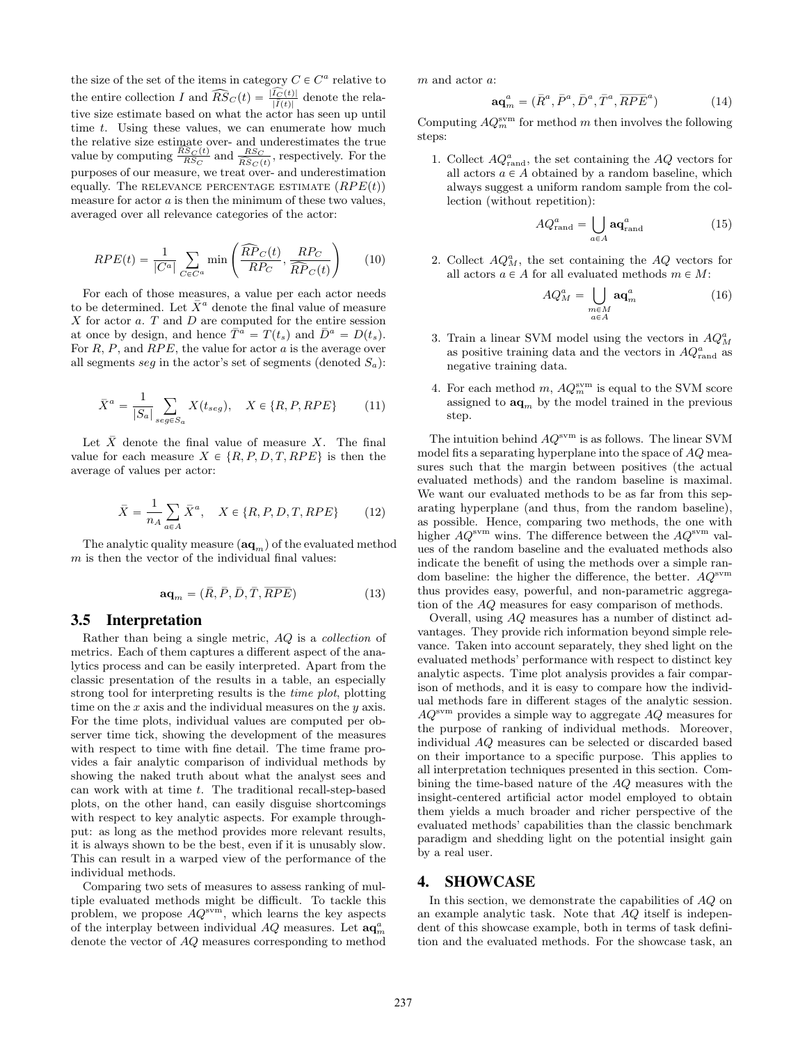the size of the set of the items in category $C \in C^a$ relative to the entire collection $I$ and $\widehat{RS}_C(t) = \frac{|\widehat{I_C}(t)|}{|\widehat{I}(t)|}$ denote the relative size estimate based on what the actor has seen up until time $t$. Using these values, we can enumerate how much the relative size estimate over- and underestimates the true value by computing $\frac{\widehat{RS}_C(t)}{RS_C}$ and $\frac{RS_C}{\widehat{RS}_C(t)}$, respectively. For the purposes of our measure, we treat over- and underestimation equally. The RELEVANCE PERCENTAGE ESTIMATE ($RPE(t)$) measure for actor $a$ is then the minimum of these two values, averaged over all relevance categories of the actor:

$$RPE(t) = \frac{1}{|C^a|} \sum_{C \in C^a} \min\left(\frac{\widehat{RP}_C(t)}{RP_C}, \frac{RP_C}{\widehat{RP}_C(t)}\right) \quad (10)$$

For each of those measures, a value per each actor needs to be determined. Let $\bar{X}^a$ denote the final value of measure $X$ for actor $a$. $T$ and $D$ are computed for the entire session at once by design, and hence $\bar{T}^a = T(t_s)$ and $\bar{D}^a = D(t_s)$. For $R$, $P$, and $RPE$, the value for actor $a$ is the average over all segments $seg$ in the actor's set of segments (denoted $S_a$):

$$\bar{X}^a = \frac{1}{|S_a|} \sum_{seg \in S_a} X(t_{seg}), \quad X \in \{R, P, RPE\} \quad (11)$$

Let $\bar{X}$ denote the final value of measure $X$. The final value for each measure $X \in \{R, P, D, T, RPE\}$ is then the average of values per actor:

$$\bar{X} = \frac{1}{n_A} \sum_{a \in A} \bar{X}^a, \quad X \in \{R, P, D, T, RPE\} \quad (12)$$

The analytic quality measure ($\mathbf{aq}_m$) of the evaluated method $m$ is then the vector of the individual final values:

$$\mathbf{aq}_m = (\bar{R}, \bar{P}, \bar{D}, \bar{T}, \overline{RPE}) \quad (13)$$

## 3.5 Interpretation

Rather than being a single metric, $AQ$ is a *collection* of metrics. Each of them captures a different aspect of the analytics process and can be easily interpreted. Apart from the classic presentation of the results in a table, an especially strong tool for interpreting results is the *time plot*, plotting time on the $x$ axis and the individual measures on the $y$ axis. For the time plots, individual values are computed per observer time tick, showing the development of the measures with respect to time with fine detail. The time frame provides a fair analytic comparison of individual methods by showing the naked truth about what the analyst sees and can work with at time $t$. The traditional recall-step-based plots, on the other hand, can easily disguise shortcomings with respect to key analytic aspects. For example throughput: as long as the method provides more relevant results, it is always shown to be the best, even if it is unusably slow. This can result in a warped view of the performance of the individual methods.

Comparing two sets of measures to assess ranking of multiple evaluated methods might be difficult. To tackle this problem, we propose $AQ^{\text{svm}}$, which learns the key aspects of the interplay between individual $AQ$ measures. Let $\mathbf{aq}^a_m$ denote the vector of $AQ$ measures corresponding to method $m$ and actor $a$:

$$\mathbf{aq}^a_m = (\bar{R}^a, \bar{P}^a, \bar{D}^a, \bar{T}^a, \overline{RPE}^a) \quad (14)$$

Computing $AQ^{\text{svm}}_m$ for method $m$ then involves the following steps:

1. Collect $AQ^a_{\text{rand}}$, the set containing the $AQ$ vectors for all actors $a \in A$ obtained by a random baseline, which always suggest a uniform random sample from the collection (without repetition):
$$AQ^a_{\text{rand}} = \bigcup_{a \in A} \mathbf{aq}^a_{\text{rand}} \quad (15)$$
2. Collect $AQ^a_M$, the set containing the $AQ$ vectors for all actors $a \in A$ for all evaluated methods $m \in M$:
$$AQ^a_M = \bigcup_{\substack{m \in M \\ a \in A}} \mathbf{aq}^a_m \quad (16)$$
3. Train a linear SVM model using the vectors in $AQ^a_M$ as positive training data and the vectors in $AQ^a_{\text{rand}}$ as negative training data.
4. For each method $m$, $AQ^{\text{svm}}_m$ is equal to the SVM score assigned to $\mathbf{aq}_m$ by the model trained in the previous step.

The intuition behind $AQ^{\text{svm}}$ is as follows. The linear SVM model fits a separating hyperplane into the space of $AQ$ measures such that the margin between positives (the actual evaluated methods) and the random baseline is maximal. We want our evaluated methods to be as far from this separating hyperplane (and thus, from the random baseline), as possible. Hence, comparing two methods, the one with higher $AQ^{\text{svm}}$ wins. The difference between the $AQ^{\text{svm}}$ values of the random baseline and the evaluated methods also indicate the benefit of using the methods over a simple random baseline: the higher the difference, the better. $AQ^{\text{svm}}$ thus provides easy, powerful, and non-parametric aggregation of the $AQ$ measures for easy comparison of methods.

Overall, using $AQ$ measures has a number of distinct advantages. They provide rich information beyond simple relevance. Taken into account separately, they shed light on the evaluated methods' performance with respect to distinct key analytic aspects. Time plot analysis provides a fair comparison of methods, and it is easy to compare how the individual methods fare in different stages of the analytic session. $AQ^{\text{svm}}$ provides a simple way to aggregate $AQ$ measures for the purpose of ranking of individual methods. Moreover, individual $AQ$ measures can be selected or discarded based on their importance to a specific purpose. This applies to all interpretation techniques presented in this section. Combining the time-based nature of the $AQ$ measures with the insight-centered artificial actor model employed to obtain them yields a much broader and richer perspective of the evaluated methods' capabilities than the classic benchmark paradigm and shedding light on the potential insight gain by a real user.

# 4. SHOWCASE

In this section, we demonstrate the capabilities of $AQ$ on an example analytic task. Note that $AQ$ itself is independent of this showcase example, both in terms of task definition and the evaluated methods. For the showcase task, an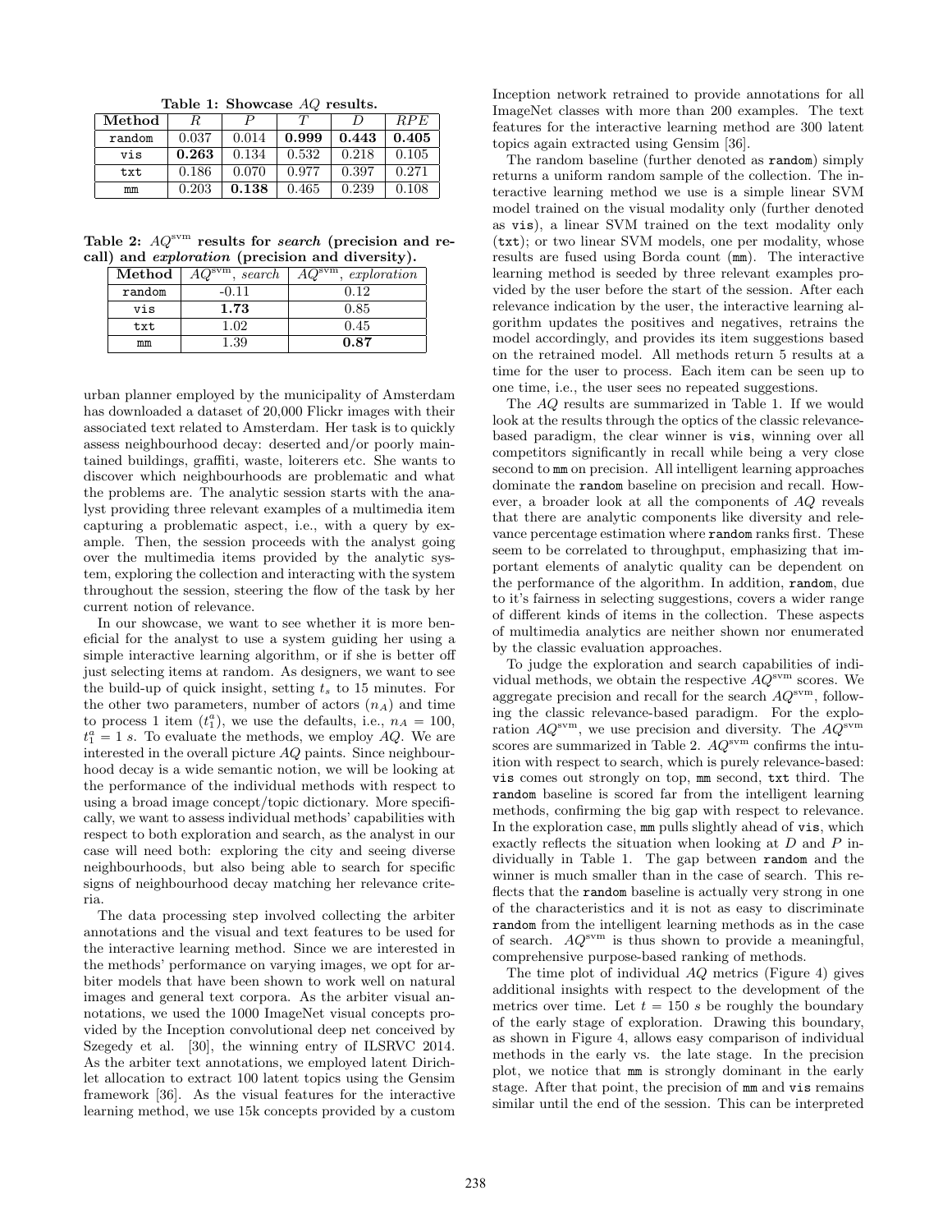**Table 1: Showcase $AQ$ results.**

| Method | $R$ | $P$ | $T$ | $D$ | $RPE$ |
|---|---|---|---|---|---|
| random | 0.037 | 0.014 | **0.999** | **0.443** | **0.405** |
| vis | **0.263** | 0.134 | 0.532 | 0.218 | 0.105 |
| txt | 0.186 | 0.070 | 0.977 | 0.397 | 0.271 |
| mm | 0.203 | **0.138** | 0.465 | 0.239 | 0.108 |

**Table 2: $AQ^{\text{svm}}$ results for *search* (precision and recall) and *exploration* (precision and diversity).**

| Method | $AQ^{\text{svm}}$, *search* | $AQ^{\text{svm}}$, *exploration* |
|---|---|---|
| random | -0.11 | 0.12 |
| vis | **1.73** | 0.85 |
| txt | 1.02 | 0.45 |
| mm | 1.39 | **0.87** |

urban planner employed by the municipality of Amsterdam has downloaded a dataset of 20,000 Flickr images with their associated text related to Amsterdam. Her task is to quickly assess neighbourhood decay: deserted and/or poorly maintained buildings, graffiti, waste, loiterers etc. She wants to discover which neighbourhoods are problematic and what the problems are. The analytic session starts with the analyst providing three relevant examples of a multimedia item capturing a problematic aspect, i.e., with a query by example. Then, the session proceeds with the analyst going over the multimedia items provided by the analytic system, exploring the collection and interacting with the system throughout the session, steering the flow of the task by her current notion of relevance.

In our showcase, we want to see whether it is more beneficial for the analyst to use a system guiding her using a simple interactive learning algorithm, or if she is better off just selecting items at random. As designers, we want to see the build-up of quick insight, setting $t_s$ to 15 minutes. For the other two parameters, number of actors ($n_A$) and time to process 1 item ($t_1^a$), we use the defaults, i.e., $n_A = 100$, $t_1^a = 1\ s$. To evaluate the methods, we employ $AQ$. We are interested in the overall picture $AQ$ paints. Since neighbourhood decay is a wide semantic notion, we will be looking at the performance of the individual methods with respect to using a broad image concept/topic dictionary. More specifically, we want to assess individual methods' capabilities with respect to both exploration and search, as the analyst in our case will need both: exploring the city and seeing diverse neighbourhoods, but also being able to search for specific signs of neighbourhood decay matching her relevance criteria.

The data processing step involved collecting the arbiter annotations and the visual and text features to be used for the interactive learning method. Since we are interested in the methods' performance on varying images, we opt for arbiter models that have been shown to work well on natural images and general text corpora. As the arbiter visual annotations, we used the 1000 ImageNet visual concepts provided by the Inception convolutional deep net conceived by Szegedy et al. [30], the winning entry of ILSRVC 2014. As the arbiter text annotations, we employed latent Dirichlet allocation to extract 100 latent topics using the Gensim framework [36]. As the visual features for the interactive learning method, we use 15k concepts provided by a custom Inception network retrained to provide annotations for all ImageNet classes with more than 200 examples. The text features for the interactive learning method are 300 latent topics again extracted using Gensim [36].

The random baseline (further denoted as random) simply returns a uniform random sample of the collection. The interactive learning method we use is a simple linear SVM model trained on the visual modality only (further denoted as vis), a linear SVM trained on the text modality only (txt); or two linear SVM models, one per modality, whose results are fused using Borda count (mm). The interactive learning method is seeded by three relevant examples provided by the user before the start of the session. After each relevance indication by the user, the interactive learning algorithm updates the positives and negatives, retrains the model accordingly, and provides its item suggestions based on the retrained model. All methods return 5 results at a time for the user to process. Each item can be seen up to one time, i.e., the user sees no repeated suggestions.

The $AQ$ results are summarized in Table 1. If we would look at the results through the optics of the classic relevance-based paradigm, the clear winner is vis, winning over all competitors significantly in recall while being a very close second to mm on precision. All intelligent learning approaches dominate the random baseline on precision and recall. However, a broader look at all the components of $AQ$ reveals that there are analytic components like diversity and relevance percentage estimation where random ranks first. These seem to be correlated to throughput, emphasizing that important elements of analytic quality can be dependent on the performance of the algorithm. In addition, random, due to it's fairness in selecting suggestions, covers a wider range of different kinds of items in the collection. These aspects of multimedia analytics are neither shown nor enumerated by the classic evaluation approaches.

To judge the exploration and search capabilities of individual methods, we obtain the respective $AQ^{\text{svm}}$ scores. We aggregate precision and recall for the search $AQ^{\text{svm}}$, following the classic relevance-based paradigm. For the exploration $AQ^{\text{svm}}$, we use precision and diversity. The $AQ^{\text{svm}}$ scores are summarized in Table 2. $AQ^{\text{svm}}$ confirms the intuition with respect to search, which is purely relevance-based: vis comes out strongly on top, mm second, txt third. The random baseline is scored far from the intelligent learning methods, confirming the big gap with respect to relevance. In the exploration case, mm pulls slightly ahead of vis, which exactly reflects the situation when looking at $D$ and $P$ individually in Table 1. The gap between random and the winner is much smaller than in the case of search. This reflects that the random baseline is actually very strong in one of the characteristics and it is not as easy to discriminate random from the intelligent learning methods as in the case of search. $AQ^{\text{svm}}$ is thus shown to provide a meaningful, comprehensive purpose-based ranking of methods.

The time plot of individual $AQ$ metrics (Figure 4) gives additional insights with respect to the development of the metrics over time. Let $t = 150\ s$ be roughly the boundary of the early stage of exploration. Drawing this boundary, as shown in Figure 4, allows easy comparison of individual methods in the early vs. the late stage. In the precision plot, we notice that mm is strongly dominant in the early stage. After that point, the precision of mm and vis remains similar until the end of the session. This can be interpreted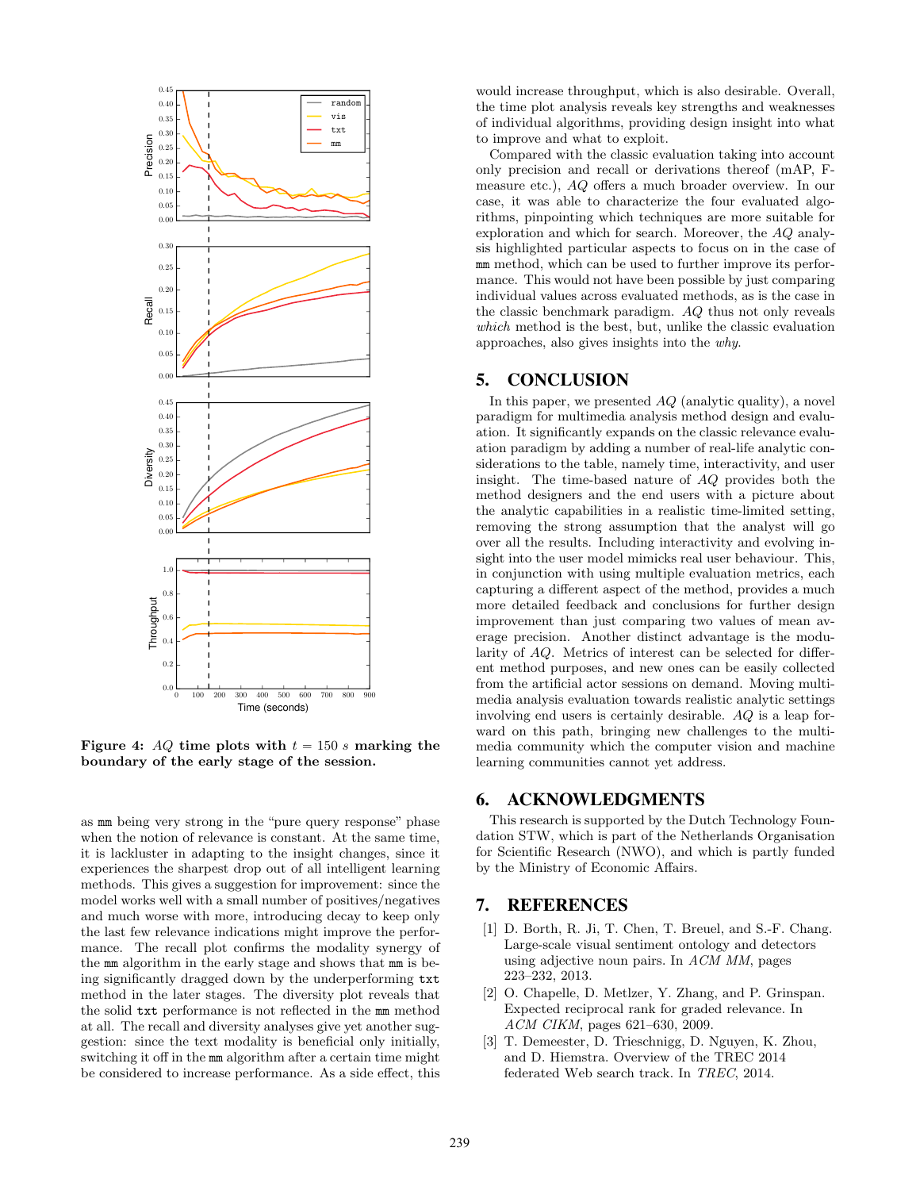**Figure 4: *AQ* time plots with $t = 150\ s$ marking the boundary of the early stage of the session.**

as mm being very strong in the "pure query response" phase when the notion of relevance is constant. At the same time, it is lackluster in adapting to the insight changes, since it experiences the sharpest drop out of all intelligent learning methods. This gives a suggestion for improvement: since the model works well with a small number of positives/negatives and much worse with more, introducing decay to keep only the last few relevance indications might improve the performance. The recall plot confirms the modality synergy of the mm algorithm in the early stage and shows that mm is being significantly dragged down by the underperforming txt method in the later stages. The diversity plot reveals that the solid txt performance is not reflected in the mm method at all. The recall and diversity analyses give yet another suggestion: since the text modality is beneficial only initially, switching it off in the mm algorithm after a certain time might be considered to increase performance. As a side effect, this would increase throughput, which is also desirable. Overall, the time plot analysis reveals key strengths and weaknesses of individual algorithms, providing design insight into what to improve and what to exploit.

Compared with the classic evaluation taking into account only precision and recall or derivations thereof (mAP, F-measure etc.), *AQ* offers a much broader overview. In our case, it was able to characterize the four evaluated algorithms, pinpointing which techniques are more suitable for exploration and which for search. Moreover, the *AQ* analysis highlighted particular aspects to focus on in the case of mm method, which can be used to further improve its performance. This would not have been possible by just comparing individual values across evaluated methods, as is the case in the classic benchmark paradigm. *AQ* thus not only reveals *which* method is the best, but, unlike the classic evaluation approaches, also gives insights into the *why*.

## 5. CONCLUSION

In this paper, we presented *AQ* (analytic quality), a novel paradigm for multimedia analysis method design and evaluation. It significantly expands on the classic relevance evaluation paradigm by adding a number of real-life analytic considerations to the table, namely time, interactivity, and user insight. The time-based nature of *AQ* provides both the method designers and the end users with a picture about the analytic capabilities in a realistic time-limited setting, removing the strong assumption that the analyst will go over all the results. Including interactivity and evolving insight into the user model mimicks real user behaviour. This, in conjunction with using multiple evaluation metrics, each capturing a different aspect of the method, provides a much more detailed feedback and conclusions for further design improvement than just comparing two values of mean average precision. Another distinct advantage is the modularity of *AQ*. Metrics of interest can be selected for different method purposes, and new ones can be easily collected from the artificial actor sessions on demand. Moving multimedia analysis evaluation towards realistic analytic settings involving end users is certainly desirable. *AQ* is a leap forward on this path, bringing new challenges to the multimedia community which the computer vision and machine learning communities cannot yet address.

## 6. ACKNOWLEDGMENTS

This research is supported by the Dutch Technology Foundation STW, which is part of the Netherlands Organisation for Scientific Research (NWO), and which is partly funded by the Ministry of Economic Affairs.

## 7. REFERENCES

[1] D. Borth, R. Ji, T. Chen, T. Breuel, and S.-F. Chang. Large-scale visual sentiment ontology and detectors using adjective noun pairs. In *ACM MM*, pages 223–232, 2013.

[2] O. Chapelle, D. Metlzer, Y. Zhang, and P. Grinspan. Expected reciprocal rank for graded relevance. In *ACM CIKM*, pages 621–630, 2009.

[3] T. Demeester, D. Trieschnigg, D. Nguyen, K. Zhou, and D. Hiemstra. Overview of the TREC 2014 federated Web search track. In *TREC*, 2014.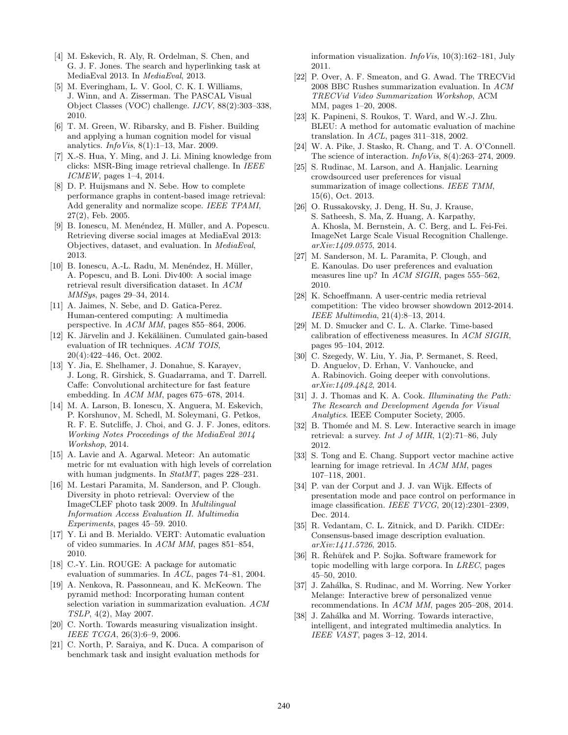[4] M. Eskevich, R. Aly, R. Ordelman, S. Chen, and G. J. F. Jones. The search and hyperlinking task at MediaEval 2013. In *MediaEval*, 2013.

[5] M. Everingham, L. V. Gool, C. K. I. Williams, J. Winn, and A. Zisserman. The PASCAL Visual Object Classes (VOC) challenge. *IJCV*, 88(2):303–338, 2010.

[6] T. M. Green, W. Ribarsky, and B. Fisher. Building and applying a human cognition model for visual analytics. *InfoVis*, 8(1):1–13, Mar. 2009.

[7] X.-S. Hua, Y. Ming, and J. Li. Mining knowledge from clicks: MSR-Bing image retrieval challenge. In *IEEE ICMEW*, pages 1–4, 2014.

[8] D. P. Huijsmans and N. Sebe. How to complete performance graphs in content-based image retrieval: Add generality and normalize scope. *IEEE TPAMI*, 27(2), Feb. 2005.

[9] B. Ionescu, M. Menéndez, H. Müller, and A. Popescu. Retrieving diverse social images at MediaEval 2013: Objectives, dataset, and evaluation. In *MediaEval*, 2013.

[10] B. Ionescu, A.-L. Radu, M. Menéndez, H. Müller, A. Popescu, and B. Loni. Div400: A social image retrieval result diversification dataset. In *ACM MMSys*, pages 29–34, 2014.

[11] A. Jaimes, N. Sebe, and D. Gatica-Perez. Human-centered computing: A multimedia perspective. In *ACM MM*, pages 855–864, 2006.

[12] K. Järvelin and J. Kekäläinen. Cumulated gain-based evaluation of IR techniques. *ACM TOIS*, 20(4):422–446, Oct. 2002.

[13] Y. Jia, E. Shelhamer, J. Donahue, S. Karayev, J. Long, R. Girshick, S. Guadarrama, and T. Darrell. Caffe: Convolutional architecture for fast feature embedding. In *ACM MM*, pages 675–678, 2014.

[14] M. A. Larson, B. Ionescu, X. Anguera, M. Eskevich, P. Korshunov, M. Schedl, M. Soleymani, G. Petkos, R. F. E. Sutcliffe, J. Choi, and G. J. F. Jones, editors. *Working Notes Proceedings of the MediaEval 2014 Workshop*, 2014.

[15] A. Lavie and A. Agarwal. Meteor: An automatic metric for mt evaluation with high levels of correlation with human judgments. In *StatMT*, pages 228–231.

[16] M. Lestari Paramita, M. Sanderson, and P. Clough. Diversity in photo retrieval: Overview of the ImageCLEF photo task 2009. In *Multilingual Information Access Evaluation II. Multimedia Experiments*, pages 45–59. 2010.

[17] Y. Li and B. Merialdo. VERT: Automatic evaluation of video summaries. In *ACM MM*, pages 851–854, 2010.

[18] C.-Y. Lin. ROUGE: A package for automatic evaluation of summaries. In *ACL*, pages 74–81, 2004.

[19] A. Nenkova, R. Passonneau, and K. McKeown. The pyramid method: Incorporating human content selection variation in summarization evaluation. *ACM TSLP*, 4(2), May 2007.

[20] C. North. Towards measuring visualization insight. *IEEE TCGA*, 26(3):6–9, 2006.

[21] C. North, P. Saraiya, and K. Duca. A comparison of benchmark task and insight evaluation methods for information visualization. *InfoVis*, 10(3):162–181, July 2011.

[22] P. Over, A. F. Smeaton, and G. Awad. The TRECVid 2008 BBC Rushes summarization evaluation. In *ACM TRECVid Video Summarization Workshop*, ACM MM, pages 1–20, 2008.

[23] K. Papineni, S. Roukos, T. Ward, and W.-J. Zhu. BLEU: A method for automatic evaluation of machine translation. In *ACL*, pages 311–318, 2002.

[24] W. A. Pike, J. Stasko, R. Chang, and T. A. O'Connell. The science of interaction. *InfoVis*, 8(4):263–274, 2009.

[25] S. Rudinac, M. Larson, and A. Hanjalic. Learning crowdsourced user preferences for visual summarization of image collections. *IEEE TMM*, 15(6), Oct. 2013.

[26] O. Russakovsky, J. Deng, H. Su, J. Krause, S. Satheesh, S. Ma, Z. Huang, A. Karpathy, A. Khosla, M. Bernstein, A. C. Berg, and L. Fei-Fei. ImageNet Large Scale Visual Recognition Challenge. *arXiv:1409.0575*, 2014.

[27] M. Sanderson, M. L. Paramita, P. Clough, and E. Kanoulas. Do user preferences and evaluation measures line up? In *ACM SIGIR*, pages 555–562, 2010.

[28] K. Schoeffmann. A user-centric media retrieval competition: The video browser showdown 2012-2014. *IEEE Multimedia*, 21(4):8–13, 2014.

[29] M. D. Smucker and C. L. A. Clarke. Time-based calibration of effectiveness measures. In *ACM SIGIR*, pages 95–104, 2012.

[30] C. Szegedy, W. Liu, Y. Jia, P. Sermanet, S. Reed, D. Anguelov, D. Erhan, V. Vanhoucke, and A. Rabinovich. Going deeper with convolutions. *arXiv:1409.4842*, 2014.

[31] J. J. Thomas and K. A. Cook. *Illuminating the Path: The Research and Development Agenda for Visual Analytics*. IEEE Computer Society, 2005.

[32] B. Thomée and M. S. Lew. Interactive search in image retrieval: a survey. *Int J of MIR*, 1(2):71–86, July 2012.

[33] S. Tong and E. Chang. Support vector machine active learning for image retrieval. In *ACM MM*, pages 107–118, 2001.

[34] P. van der Corput and J. J. van Wijk. Effects of presentation mode and pace control on performance in image classification. *IEEE TVCG*, 20(12):2301–2309, Dec. 2014.

[35] R. Vedantam, C. L. Zitnick, and D. Parikh. CIDEr: Consensus-based image description evaluation. *arXiv:1411.5726*, 2015.

[36] R. Řehůřek and P. Sojka. Software framework for topic modelling with large corpora. In *LREC*, pages 45–50, 2010.

[37] J. Zahálka, S. Rudinac, and M. Worring. New Yorker Melange: Interactive brew of personalized venue recommendations. In *ACM MM*, pages 205–208, 2014.

[38] J. Zahálka and M. Worring. Towards interactive, intelligent, and integrated multimedia analytics. In *IEEE VAST*, pages 3–12, 2014.